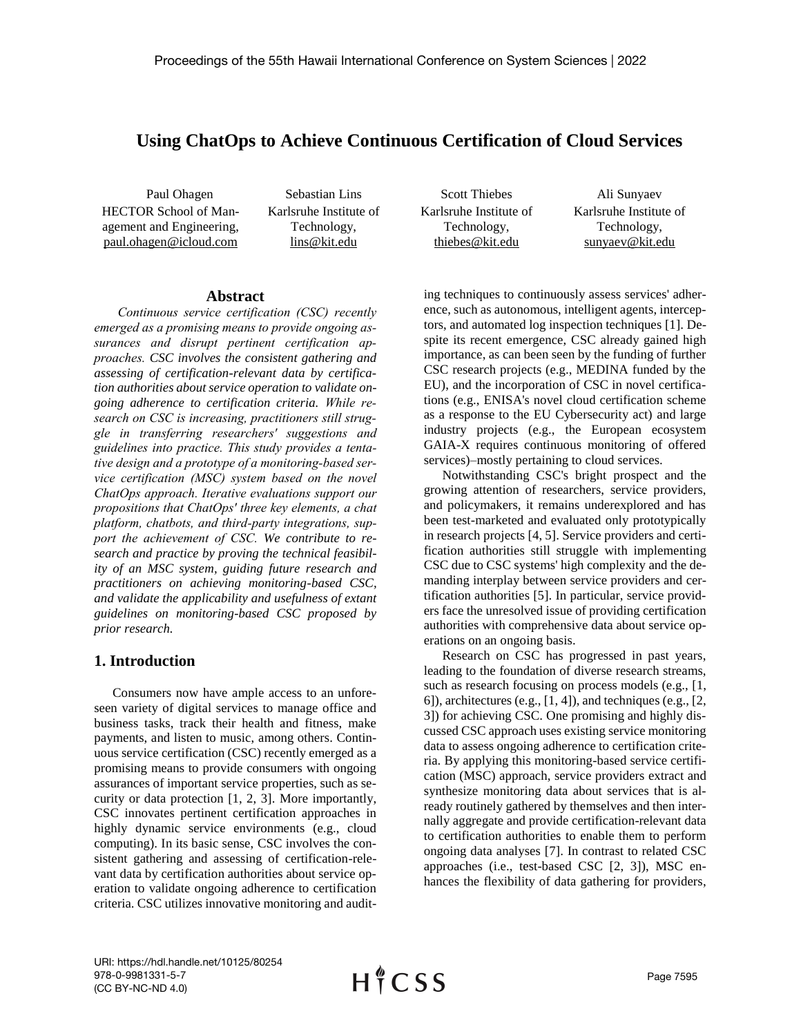# Using ChatOps to Achieve Continuous Certification of Cloud Services

Paul Ohagen
HECTOR School of Management and Engineering,
paul.ohagen@icloud.com

Sebastian Lins
Karlsruhe Institute of Technology,
lins@kit.edu

Scott Thiebes
Karlsruhe Institute of Technology,
thiebes@kit.edu

Ali Sunyaev
Karlsruhe Institute of Technology,
sunyaev@kit.edu

## Abstract

*Continuous service certification (CSC) recently emerged as a promising means to provide ongoing assurances and disrupt pertinent certification approaches. CSC involves the consistent gathering and assessing of certification-relevant data by certification authorities about service operation to validate ongoing adherence to certification criteria. While research on CSC is increasing, practitioners still struggle in transferring researchers' suggestions and guidelines into practice. This study provides a tentative design and a prototype of a monitoring-based service certification (MSC) system based on the novel ChatOps approach. Iterative evaluations support our propositions that ChatOps' three key elements, a chat platform, chatbots, and third-party integrations, support the achievement of CSC. We contribute to research and practice by proving the technical feasibility of an MSC system, guiding future research and practitioners on achieving monitoring-based CSC, and validate the applicability and usefulness of extant guidelines on monitoring-based CSC proposed by prior research.*

## 1. Introduction

Consumers now have ample access to an unforeseen variety of digital services to manage office and business tasks, track their health and fitness, make payments, and listen to music, among others. Continuous service certification (CSC) recently emerged as a promising means to provide consumers with ongoing assurances of important service properties, such as security or data protection [1, 2, 3]. More importantly, CSC innovates pertinent certification approaches in highly dynamic service environments (e.g., cloud computing). In its basic sense, CSC involves the consistent gathering and assessing of certification-relevant data by certification authorities about service operation to validate ongoing adherence to certification criteria. CSC utilizes innovative monitoring and auditing techniques to continuously assess services' adherence, such as autonomous, intelligent agents, interceptors, and automated log inspection techniques [1]. Despite its recent emergence, CSC already gained high importance, as can been seen by the funding of further CSC research projects (e.g., MEDINA funded by the EU), and the incorporation of CSC in novel certifications (e.g., ENISA's novel cloud certification scheme as a response to the EU Cybersecurity act) and large industry projects (e.g., the European ecosystem GAIA-X requires continuous monitoring of offered services)–mostly pertaining to cloud services.

Notwithstanding CSC's bright prospect and the growing attention of researchers, service providers, and policymakers, it remains underexplored and has been test-marketed and evaluated only prototypically in research projects [4, 5]. Service providers and certification authorities still struggle with implementing CSC due to CSC systems' high complexity and the demanding interplay between service providers and certification authorities [5]. In particular, service providers face the unresolved issue of providing certification authorities with comprehensive data about service operations on an ongoing basis.

Research on CSC has progressed in past years, leading to the foundation of diverse research streams, such as research focusing on process models (e.g., [1, 6]), architectures (e.g., [1, 4]), and techniques (e.g., [2, 3]) for achieving CSC. One promising and highly discussed CSC approach uses existing service monitoring data to assess ongoing adherence to certification criteria. By applying this monitoring-based service certification (MSC) approach, service providers extract and synthesize monitoring data about services that is already routinely gathered by themselves and then internally aggregate and provide certification-relevant data to certification authorities to enable them to perform ongoing data analyses [7]. In contrast to related CSC approaches (i.e., test-based CSC [2, 3]), MSC enhances the flexibility of data gathering for providers,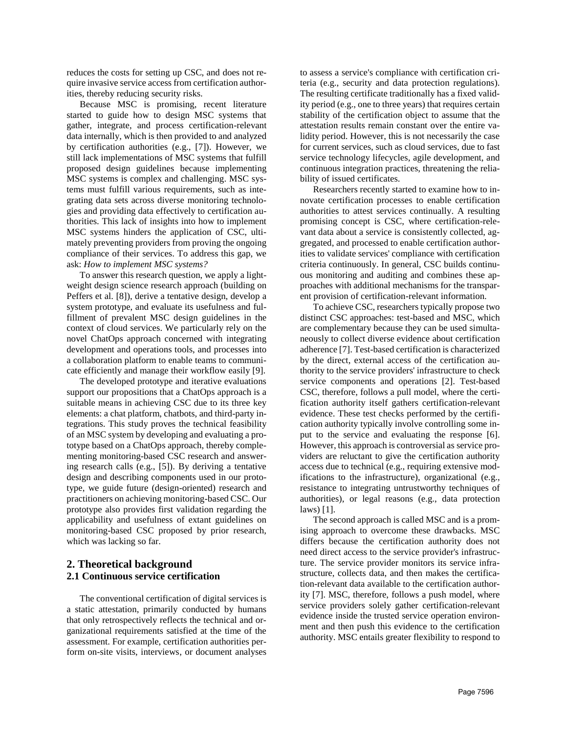reduces the costs for setting up CSC, and does not require invasive service access from certification authorities, thereby reducing security risks.

Because MSC is promising, recent literature started to guide how to design MSC systems that gather, integrate, and process certification-relevant data internally, which is then provided to and analyzed by certification authorities (e.g., [7]). However, we still lack implementations of MSC systems that fulfill proposed design guidelines because implementing MSC systems is complex and challenging. MSC systems must fulfill various requirements, such as integrating data sets across diverse monitoring technologies and providing data effectively to certification authorities. This lack of insights into how to implement MSC systems hinders the application of CSC, ultimately preventing providers from proving the ongoing compliance of their services. To address this gap, we ask: *How to implement MSC systems?*

To answer this research question, we apply a lightweight design science research approach (building on Peffers et al. [8]), derive a tentative design, develop a system prototype, and evaluate its usefulness and fulfillment of prevalent MSC design guidelines in the context of cloud services. We particularly rely on the novel ChatOps approach concerned with integrating development and operations tools, and processes into a collaboration platform to enable teams to communicate efficiently and manage their workflow easily [9].

The developed prototype and iterative evaluations support our propositions that a ChatOps approach is a suitable means in achieving CSC due to its three key elements: a chat platform, chatbots, and third-party integrations. This study proves the technical feasibility of an MSC system by developing and evaluating a prototype based on a ChatOps approach, thereby complementing monitoring-based CSC research and answering research calls (e.g., [5]). By deriving a tentative design and describing components used in our prototype, we guide future (design-oriented) research and practitioners on achieving monitoring-based CSC. Our prototype also provides first validation regarding the applicability and usefulness of extant guidelines on monitoring-based CSC proposed by prior research, which was lacking so far.

## 2. Theoretical background

### 2.1 Continuous service certification

The conventional certification of digital services is a static attestation, primarily conducted by humans that only retrospectively reflects the technical and organizational requirements satisfied at the time of the assessment. For example, certification authorities perform on-site visits, interviews, or document analyses to assess a service's compliance with certification criteria (e.g., security and data protection regulations). The resulting certificate traditionally has a fixed validity period (e.g., one to three years) that requires certain stability of the certification object to assume that the attestation results remain constant over the entire validity period. However, this is not necessarily the case for current services, such as cloud services, due to fast service technology lifecycles, agile development, and continuous integration practices, threatening the reliability of issued certificates.

Researchers recently started to examine how to innovate certification processes to enable certification authorities to attest services continually. A resulting promising concept is CSC, where certification-relevant data about a service is consistently collected, aggregated, and processed to enable certification authorities to validate services' compliance with certification criteria continuously. In general, CSC builds continuous monitoring and auditing and combines these approaches with additional mechanisms for the transparent provision of certification-relevant information.

To achieve CSC, researchers typically propose two distinct CSC approaches: test-based and MSC, which are complementary because they can be used simultaneously to collect diverse evidence about certification adherence [7]. Test-based certification is characterized by the direct, external access of the certification authority to the service providers' infrastructure to check service components and operations [2]. Test-based CSC, therefore, follows a pull model, where the certification authority itself gathers certification-relevant evidence. These test checks performed by the certification authority typically involve controlling some input to the service and evaluating the response [6]. However, this approach is controversial as service providers are reluctant to give the certification authority access due to technical (e.g., requiring extensive modifications to the infrastructure), organizational (e.g., resistance to integrating untrustworthy techniques of authorities), or legal reasons (e.g., data protection laws) [1].

The second approach is called MSC and is a promising approach to overcome these drawbacks. MSC differs because the certification authority does not need direct access to the service provider's infrastructure. The service provider monitors its service infrastructure, collects data, and then makes the certification-relevant data available to the certification authority [7]. MSC, therefore, follows a push model, where service providers solely gather certification-relevant evidence inside the trusted service operation environment and then push this evidence to the certification authority. MSC entails greater flexibility to respond to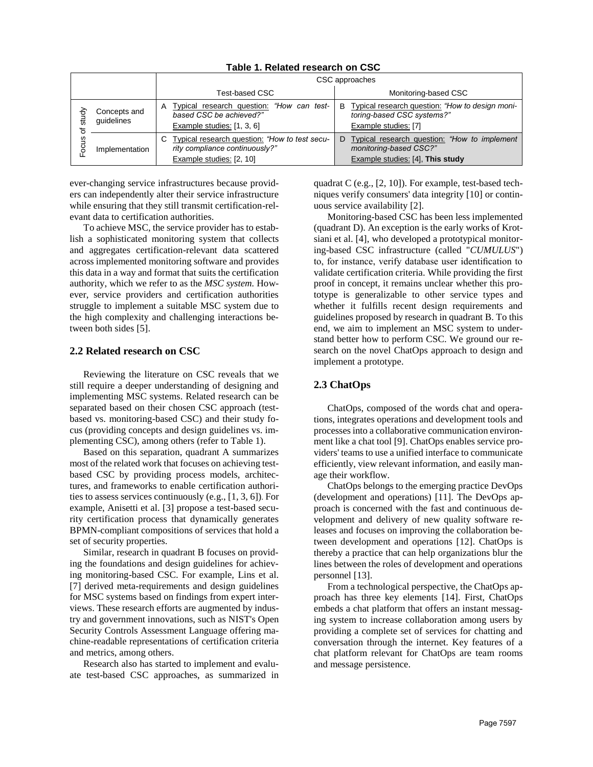**Table 1. Related research on CSC**

| | | CSC approaches | |
|---|---|---|---|
| | | Test-based CSC | Monitoring-based CSC |
| Focus of study | Concepts and guidelines | A Typical research question: *"How can test-based CSC be achieved?"* Example studies: [1, 3, 6] | B Typical research question: *"How to design monitoring-based CSC systems?"* Example studies: [7] |
| | Implementation | C Typical research question: *"How to test security compliance continuously?"* Example studies: [2, 10] | D Typical research question: *"How to implement monitoring-based CSC?"* Example studies: [4], **This study** |

ever-changing service infrastructures because providers can independently alter their service infrastructure while ensuring that they still transmit certification-relevant data to certification authorities.

To achieve MSC, the service provider has to establish a sophisticated monitoring system that collects and aggregates certification-relevant data scattered across implemented monitoring software and provides this data in a way and format that suits the certification authority, which we refer to as the *MSC system.* However, service providers and certification authorities struggle to implement a suitable MSC system due to the high complexity and challenging interactions between both sides [5].

## 2.2 Related research on CSC

Reviewing the literature on CSC reveals that we still require a deeper understanding of designing and implementing MSC systems. Related research can be separated based on their chosen CSC approach (test-based vs. monitoring-based CSC) and their study focus (providing concepts and design guidelines vs. implementing CSC), among others (refer to Table 1).

Based on this separation, quadrant A summarizes most of the related work that focuses on achieving test-based CSC by providing process models, architectures, and frameworks to enable certification authorities to assess services continuously (e.g., [1, 3, 6]). For example, Anisetti et al. [3] propose a test-based security certification process that dynamically generates BPMN-compliant compositions of services that hold a set of security properties.

Similar, research in quadrant B focuses on providing the foundations and design guidelines for achieving monitoring-based CSC. For example, Lins et al. [7] derived meta-requirements and design guidelines for MSC systems based on findings from expert interviews. These research efforts are augmented by industry and government innovations, such as NIST's Open Security Controls Assessment Language offering machine-readable representations of certification criteria and metrics, among others.

Research also has started to implement and evaluate test-based CSC approaches, as summarized in quadrat C (e.g., [2, 10]). For example, test-based techniques verify consumers' data integrity [10] or continuous service availability [2].

Monitoring-based CSC has been less implemented (quadrant D). An exception is the early works of Krotsiani et al. [4], who developed a prototypical monitoring-based CSC infrastructure (called "*CUMULUS*") to, for instance, verify database user identification to validate certification criteria. While providing the first proof in concept, it remains unclear whether this prototype is generalizable to other service types and whether it fulfills recent design requirements and guidelines proposed by research in quadrant B. To this end, we aim to implement an MSC system to understand better how to perform CSC. We ground our research on the novel ChatOps approach to design and implement a prototype.

## 2.3 ChatOps

ChatOps, composed of the words chat and operations, integrates operations and development tools and processes into a collaborative communication environment like a chat tool [9]. ChatOps enables service providers' teams to use a unified interface to communicate efficiently, view relevant information, and easily manage their workflow.

ChatOps belongs to the emerging practice DevOps (development and operations) [11]. The DevOps approach is concerned with the fast and continuous development and delivery of new quality software releases and focuses on improving the collaboration between development and operations [12]. ChatOps is thereby a practice that can help organizations blur the lines between the roles of development and operations personnel [13].

From a technological perspective, the ChatOps approach has three key elements [14]. First, ChatOps embeds a chat platform that offers an instant messaging system to increase collaboration among users by providing a complete set of services for chatting and conversation through the internet. Key features of a chat platform relevant for ChatOps are team rooms and message persistence.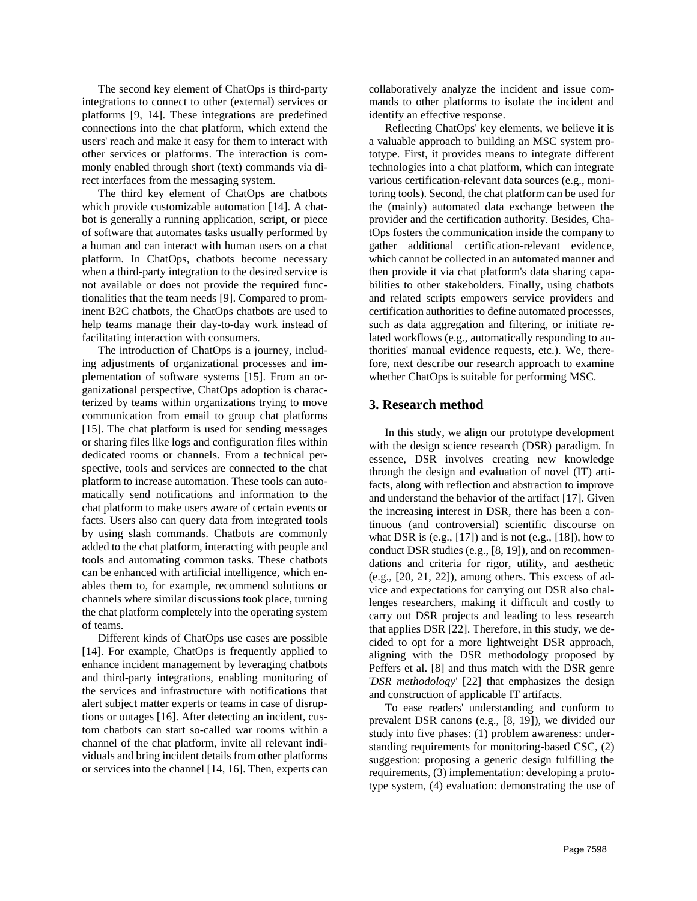The second key element of ChatOps is third-party integrations to connect to other (external) services or platforms [9, 14]. These integrations are predefined connections into the chat platform, which extend the users' reach and make it easy for them to interact with other services or platforms. The interaction is commonly enabled through short (text) commands via direct interfaces from the messaging system.

The third key element of ChatOps are chatbots which provide customizable automation [14]. A chatbot is generally a running application, script, or piece of software that automates tasks usually performed by a human and can interact with human users on a chat platform. In ChatOps, chatbots become necessary when a third-party integration to the desired service is not available or does not provide the required functionalities that the team needs [9]. Compared to prominent B2C chatbots, the ChatOps chatbots are used to help teams manage their day-to-day work instead of facilitating interaction with consumers.

The introduction of ChatOps is a journey, including adjustments of organizational processes and implementation of software systems [15]. From an organizational perspective, ChatOps adoption is characterized by teams within organizations trying to move communication from email to group chat platforms [15]. The chat platform is used for sending messages or sharing files like logs and configuration files within dedicated rooms or channels. From a technical perspective, tools and services are connected to the chat platform to increase automation. These tools can automatically send notifications and information to the chat platform to make users aware of certain events or facts. Users also can query data from integrated tools by using slash commands. Chatbots are commonly added to the chat platform, interacting with people and tools and automating common tasks. These chatbots can be enhanced with artificial intelligence, which enables them to, for example, recommend solutions or channels where similar discussions took place, turning the chat platform completely into the operating system of teams.

Different kinds of ChatOps use cases are possible [14]. For example, ChatOps is frequently applied to enhance incident management by leveraging chatbots and third-party integrations, enabling monitoring of the services and infrastructure with notifications that alert subject matter experts or teams in case of disruptions or outages [16]. After detecting an incident, custom chatbots can start so-called war rooms within a channel of the chat platform, invite all relevant individuals and bring incident details from other platforms or services into the channel [14, 16]. Then, experts can collaboratively analyze the incident and issue commands to other platforms to isolate the incident and identify an effective response.

Reflecting ChatOps' key elements, we believe it is a valuable approach to building an MSC system prototype. First, it provides means to integrate different technologies into a chat platform, which can integrate various certification-relevant data sources (e.g., monitoring tools). Second, the chat platform can be used for the (mainly) automated data exchange between the provider and the certification authority. Besides, ChatOps fosters the communication inside the company to gather additional certification-relevant evidence, which cannot be collected in an automated manner and then provide it via chat platform's data sharing capabilities to other stakeholders. Finally, using chatbots and related scripts empowers service providers and certification authorities to define automated processes, such as data aggregation and filtering, or initiate related workflows (e.g., automatically responding to authorities' manual evidence requests, etc.). We, therefore, next describe our research approach to examine whether ChatOps is suitable for performing MSC.

## 3. Research method

In this study, we align our prototype development with the design science research (DSR) paradigm. In essence, DSR involves creating new knowledge through the design and evaluation of novel (IT) artifacts, along with reflection and abstraction to improve and understand the behavior of the artifact [17]. Given the increasing interest in DSR, there has been a continuous (and controversial) scientific discourse on what DSR is (e.g., [17]) and is not (e.g., [18]), how to conduct DSR studies (e.g., [8, 19]), and on recommendations and criteria for rigor, utility, and aesthetic (e.g., [20, 21, 22]), among others. This excess of advice and expectations for carrying out DSR also challenges researchers, making it difficult and costly to carry out DSR projects and leading to less research that applies DSR [22]. Therefore, in this study, we decided to opt for a more lightweight DSR approach, aligning with the DSR methodology proposed by Peffers et al. [8] and thus match with the DSR genre '*DSR methodology*' [22] that emphasizes the design and construction of applicable IT artifacts.

To ease readers' understanding and conform to prevalent DSR canons (e.g., [8, 19]), we divided our study into five phases: (1) problem awareness: understanding requirements for monitoring-based CSC, (2) suggestion: proposing a generic design fulfilling the requirements, (3) implementation: developing a prototype system, (4) evaluation: demonstrating the use of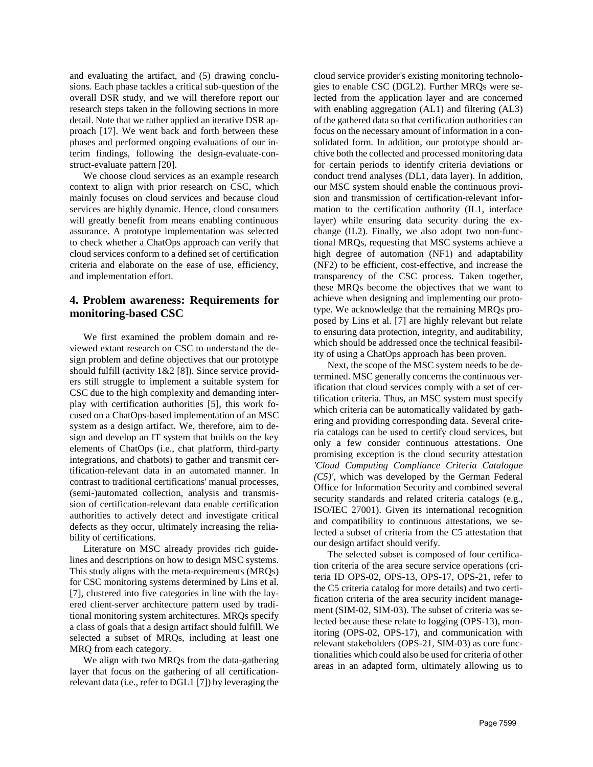and evaluating the artifact, and (5) drawing conclusions. Each phase tackles a critical sub-question of the overall DSR study, and we will therefore report our research steps taken in the following sections in more detail. Note that we rather applied an iterative DSR approach [17]. We went back and forth between these phases and performed ongoing evaluations of our interim findings, following the design-evaluate-construct-evaluate pattern [20].

We choose cloud services as an example research context to align with prior research on CSC, which mainly focuses on cloud services and because cloud services are highly dynamic. Hence, cloud consumers will greatly benefit from means enabling continuous assurance. A prototype implementation was selected to check whether a ChatOps approach can verify that cloud services conform to a defined set of certification criteria and elaborate on the ease of use, efficiency, and implementation effort.

## 4. Problem awareness: Requirements for monitoring-based CSC

We first examined the problem domain and reviewed extant research on CSC to understand the design problem and define objectives that our prototype should fulfill (activity 1&2 [8]). Since service providers still struggle to implement a suitable system for CSC due to the high complexity and demanding interplay with certification authorities [5], this work focused on a ChatOps-based implementation of an MSC system as a design artifact. We, therefore, aim to design and develop an IT system that builds on the key elements of ChatOps (i.e., chat platform, third-party integrations, and chatbots) to gather and transmit certification-relevant data in an automated manner. In contrast to traditional certifications' manual processes, (semi-)automated collection, analysis and transmission of certification-relevant data enable certification authorities to actively detect and investigate critical defects as they occur, ultimately increasing the reliability of certifications.

Literature on MSC already provides rich guidelines and descriptions on how to design MSC systems. This study aligns with the meta-requirements (MRQs) for CSC monitoring systems determined by Lins et al. [7], clustered into five categories in line with the layered client-server architecture pattern used by traditional monitoring system architectures. MRQs specify a class of goals that a design artifact should fulfill. We selected a subset of MRQs, including at least one MRQ from each category.

We align with two MRQs from the data-gathering layer that focus on the gathering of all certification-relevant data (i.e., refer to DGL1 [7]) by leveraging the cloud service provider's existing monitoring technologies to enable CSC (DGL2). Further MRQs were selected from the application layer and are concerned with enabling aggregation (AL1) and filtering (AL3) of the gathered data so that certification authorities can focus on the necessary amount of information in a consolidated form. In addition, our prototype should archive both the collected and processed monitoring data for certain periods to identify criteria deviations or conduct trend analyses (DL1, data layer). In addition, our MSC system should enable the continuous provision and transmission of certification-relevant information to the certification authority (IL1, interface layer) while ensuring data security during the exchange (IL2). Finally, we also adopt two non-functional MRQs, requesting that MSC systems achieve a high degree of automation (NF1) and adaptability (NF2) to be efficient, cost-effective, and increase the transparency of the CSC process. Taken together, these MRQs become the objectives that we want to achieve when designing and implementing our prototype. We acknowledge that the remaining MRQs proposed by Lins et al. [7] are highly relevant but relate to ensuring data protection, integrity, and auditability, which should be addressed once the technical feasibility of using a ChatOps approach has been proven.

Next, the scope of the MSC system needs to be determined. MSC generally concerns the continuous verification that cloud services comply with a set of certification criteria. Thus, an MSC system must specify which criteria can be automatically validated by gathering and providing corresponding data. Several criteria catalogs can be used to certify cloud services, but only a few consider continuous attestations. One promising exception is the cloud security attestation *'Cloud Computing Compliance Criteria Catalogue (C5)'*, which was developed by the German Federal Office for Information Security and combined several security standards and related criteria catalogs (e.g., ISO/IEC 27001). Given its international recognition and compatibility to continuous attestations, we selected a subset of criteria from the C5 attestation that our design artifact should verify.

The selected subset is composed of four certification criteria of the area secure service operations (criteria ID OPS-02, OPS-13, OPS-17, OPS-21, refer to the C5 criteria catalog for more details) and two certification criteria of the area security incident management (SIM-02, SIM-03). The subset of criteria was selected because these relate to logging (OPS-13), monitoring (OPS-02, OPS-17), and communication with relevant stakeholders (OPS-21, SIM-03) as core functionalities which could also be used for criteria of other areas in an adapted form, ultimately allowing us to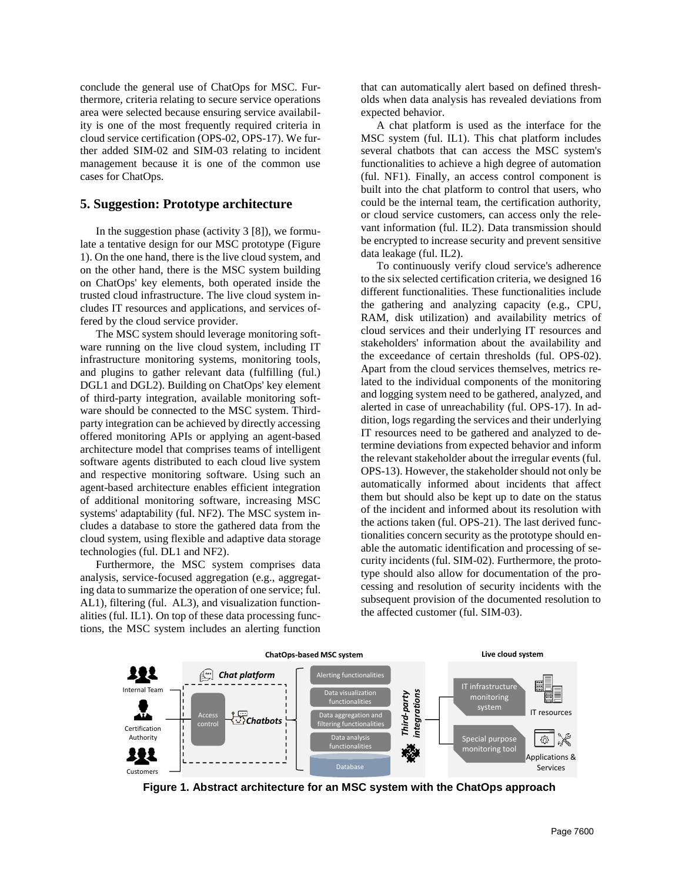conclude the general use of ChatOps for MSC. Furthermore, criteria relating to secure service operations area were selected because ensuring service availability is one of the most frequently required criteria in cloud service certification (OPS-02, OPS-17). We further added SIM-02 and SIM-03 relating to incident management because it is one of the common use cases for ChatOps.

## 5. Suggestion: Prototype architecture

In the suggestion phase (activity 3 [8]), we formulate a tentative design for our MSC prototype (Figure 1). On the one hand, there is the live cloud system, and on the other hand, there is the MSC system building on ChatOps' key elements, both operated inside the trusted cloud infrastructure. The live cloud system includes IT resources and applications, and services offered by the cloud service provider.

The MSC system should leverage monitoring software running on the live cloud system, including IT infrastructure monitoring systems, monitoring tools, and plugins to gather relevant data (fulfilling (ful.) DGL1 and DGL2). Building on ChatOps' key element of third-party integration, available monitoring software should be connected to the MSC system. Third-party integration can be achieved by directly accessing offered monitoring APIs or applying an agent-based architecture model that comprises teams of intelligent software agents distributed to each cloud live system and respective monitoring software. Using such an agent-based architecture enables efficient integration of additional monitoring software, increasing MSC systems' adaptability (ful. NF2). The MSC system includes a database to store the gathered data from the cloud system, using flexible and adaptive data storage technologies (ful. DL1 and NF2).

Furthermore, the MSC system comprises data analysis, service-focused aggregation (e.g., aggregating data to summarize the operation of one service; ful. AL1), filtering (ful. AL3), and visualization functionalities (ful. IL1). On top of these data processing functions, the MSC system includes an alerting function that can automatically alert based on defined thresholds when data analysis has revealed deviations from expected behavior.

A chat platform is used as the interface for the MSC system (ful. IL1). This chat platform includes several chatbots that can access the MSC system's functionalities to achieve a high degree of automation (ful. NF1). Finally, an access control component is built into the chat platform to control that users, who could be the internal team, the certification authority, or cloud service customers, can access only the relevant information (ful. IL2). Data transmission should be encrypted to increase security and prevent sensitive data leakage (ful. IL2).

To continuously verify cloud service's adherence to the six selected certification criteria, we designed 16 different functionalities. These functionalities include the gathering and analyzing capacity (e.g., CPU, RAM, disk utilization) and availability metrics of cloud services and their underlying IT resources and stakeholders' information about the availability and the exceedance of certain thresholds (ful. OPS-02). Apart from the cloud services themselves, metrics related to the individual components of the monitoring and logging system need to be gathered, analyzed, and alerted in case of unreachability (ful. OPS-17). In addition, logs regarding the services and their underlying IT resources need to be gathered and analyzed to determine deviations from expected behavior and inform the relevant stakeholder about the irregular events (ful. OPS-13). However, the stakeholder should not only be automatically informed about incidents that affect them but should also be kept up to date on the status of the incident and informed about its resolution with the actions taken (ful. OPS-21). The last derived functionalities concern security as the prototype should enable the automatic identification and processing of security incidents (ful. SIM-02). Furthermore, the prototype should also allow for documentation of the processing and resolution of security incidents with the subsequent provision of the documented resolution to the affected customer (ful. SIM-03).

**Figure 1. Abstract architecture for an MSC system with the ChatOps approach**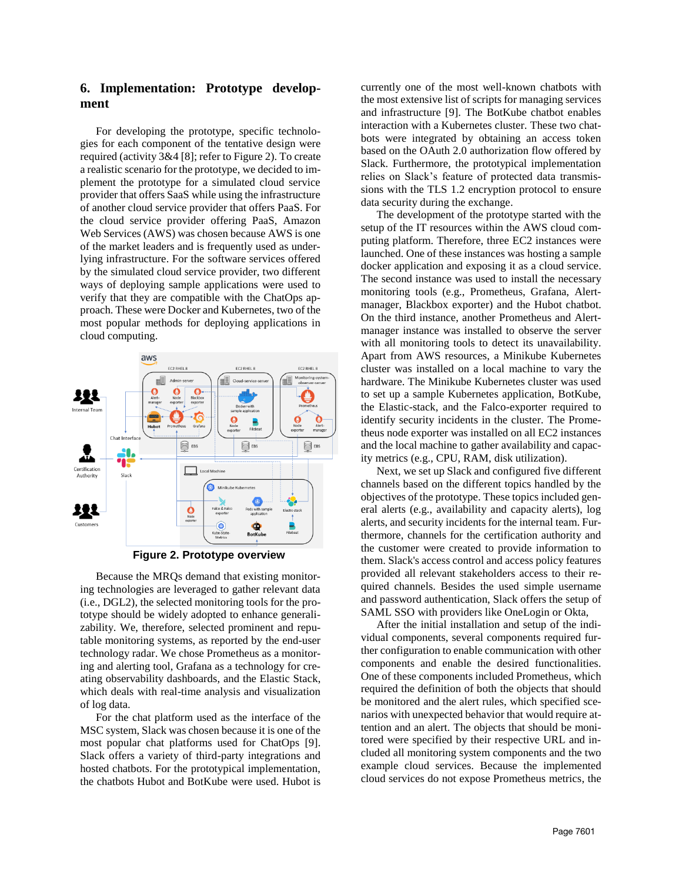## 6. Implementation: Prototype development

For developing the prototype, specific technologies for each component of the tentative design were required (activity 3&4 [8]; refer to Figure 2). To create a realistic scenario for the prototype, we decided to implement the prototype for a simulated cloud service provider that offers SaaS while using the infrastructure of another cloud service provider that offers PaaS. For the cloud service provider offering PaaS, Amazon Web Services (AWS) was chosen because AWS is one of the market leaders and is frequently used as underlying infrastructure. For the software services offered by the simulated cloud service provider, two different ways of deploying sample applications were used to verify that they are compatible with the ChatOps approach. These were Docker and Kubernetes, two of the most popular methods for deploying applications in cloud computing.

**Figure 2. Prototype overview**

Because the MRQs demand that existing monitoring technologies are leveraged to gather relevant data (i.e., DGL2), the selected monitoring tools for the prototype should be widely adopted to enhance generalizability. We, therefore, selected prominent and reputable monitoring systems, as reported by the end-user technology radar. We chose Prometheus as a monitoring and alerting tool, Grafana as a technology for creating observability dashboards, and the Elastic Stack, which deals with real-time analysis and visualization of log data.

For the chat platform used as the interface of the MSC system, Slack was chosen because it is one of the most popular chat platforms used for ChatOps [9]. Slack offers a variety of third-party integrations and hosted chatbots. For the prototypical implementation, the chatbots Hubot and BotKube were used. Hubot is currently one of the most well-known chatbots with the most extensive list of scripts for managing services and infrastructure [9]. The BotKube chatbot enables interaction with a Kubernetes cluster. These two chatbots were integrated by obtaining an access token based on the OAuth 2.0 authorization flow offered by Slack. Furthermore, the prototypical implementation relies on Slack's feature of protected data transmissions with the TLS 1.2 encryption protocol to ensure data security during the exchange.

The development of the prototype started with the setup of the IT resources within the AWS cloud computing platform. Therefore, three EC2 instances were launched. One of these instances was hosting a sample docker application and exposing it as a cloud service. The second instance was used to install the necessary monitoring tools (e.g., Prometheus, Grafana, Alertmanager, Blackbox exporter) and the Hubot chatbot. On the third instance, another Prometheus and Alertmanager instance was installed to observe the server with all monitoring tools to detect its unavailability. Apart from AWS resources, a Minikube Kubernetes cluster was installed on a local machine to vary the hardware. The Minikube Kubernetes cluster was used to set up a sample Kubernetes application, BotKube, the Elastic-stack, and the Falco-exporter required to identify security incidents in the cluster. The Prometheus node exporter was installed on all EC2 instances and the local machine to gather availability and capacity metrics (e.g., CPU, RAM, disk utilization).

Next, we set up Slack and configured five different channels based on the different topics handled by the objectives of the prototype. These topics included general alerts (e.g., availability and capacity alerts), log alerts, and security incidents for the internal team. Furthermore, channels for the certification authority and the customer were created to provide information to them. Slack's access control and access policy features provided all relevant stakeholders access to their required channels. Besides the used simple username and password authentication, Slack offers the setup of SAML SSO with providers like OneLogin or Okta,

After the initial installation and setup of the individual components, several components required further configuration to enable communication with other components and enable the desired functionalities. One of these components included Prometheus, which required the definition of both the objects that should be monitored and the alert rules, which specified scenarios with unexpected behavior that would require attention and an alert. The objects that should be monitored were specified by their respective URL and included all monitoring system components and the two example cloud services. Because the implemented cloud services do not expose Prometheus metrics, the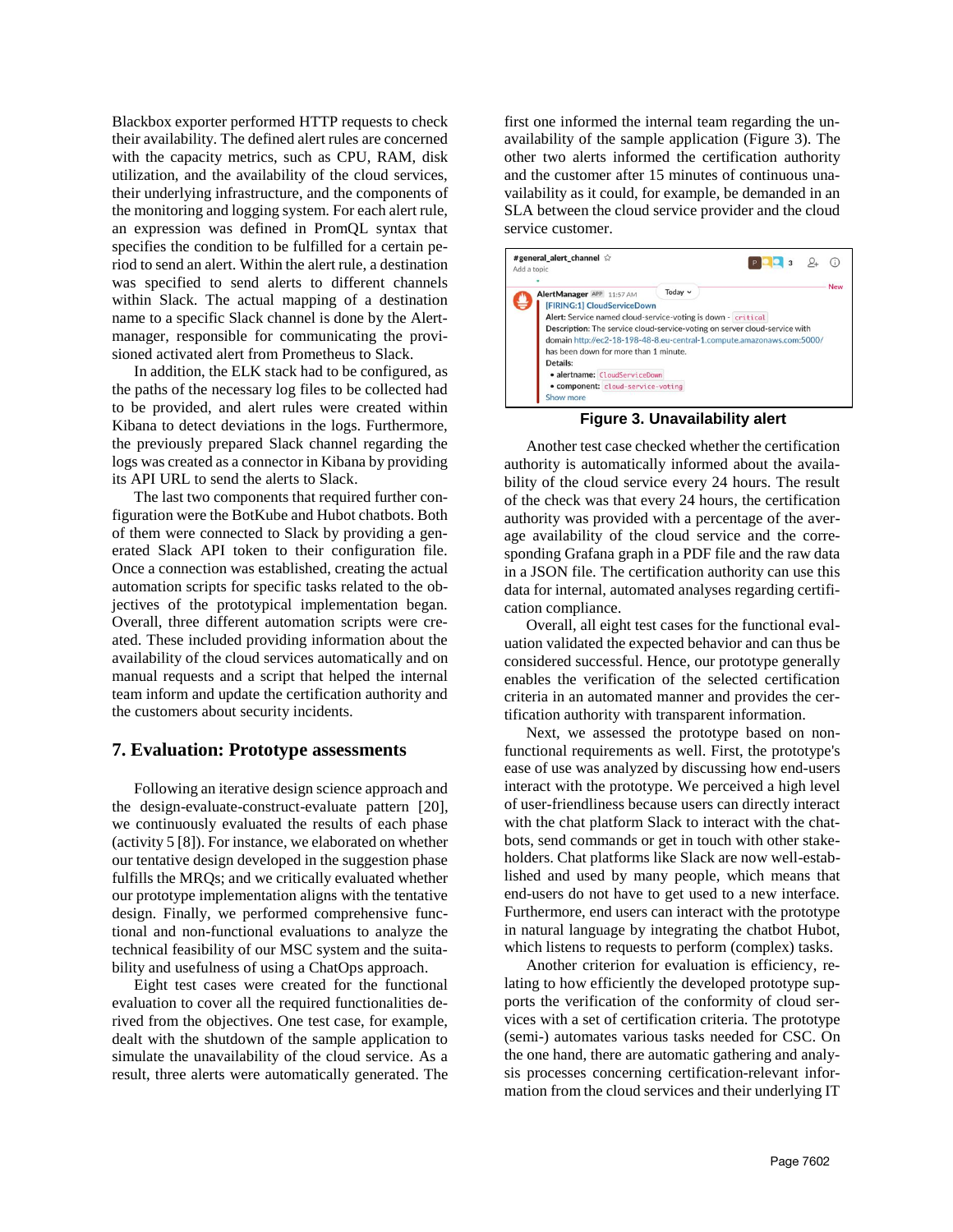Blackbox exporter performed HTTP requests to check their availability. The defined alert rules are concerned with the capacity metrics, such as CPU, RAM, disk utilization, and the availability of the cloud services, their underlying infrastructure, and the components of the monitoring and logging system. For each alert rule, an expression was defined in PromQL syntax that specifies the condition to be fulfilled for a certain period to send an alert. Within the alert rule, a destination was specified to send alerts to different channels within Slack. The actual mapping of a destination name to a specific Slack channel is done by the Alertmanager, responsible for communicating the provisioned activated alert from Prometheus to Slack.

In addition, the ELK stack had to be configured, as the paths of the necessary log files to be collected had to be provided, and alert rules were created within Kibana to detect deviations in the logs. Furthermore, the previously prepared Slack channel regarding the logs was created as a connector in Kibana by providing its API URL to send the alerts to Slack.

The last two components that required further configuration were the BotKube and Hubot chatbots. Both of them were connected to Slack by providing a generated Slack API token to their configuration file. Once a connection was established, creating the actual automation scripts for specific tasks related to the objectives of the prototypical implementation began. Overall, three different automation scripts were created. These included providing information about the availability of the cloud services automatically and on manual requests and a script that helped the internal team inform and update the certification authority and the customers about security incidents.

## 7. Evaluation: Prototype assessments

Following an iterative design science approach and the design-evaluate-construct-evaluate pattern [20], we continuously evaluated the results of each phase (activity 5 [8]). For instance, we elaborated on whether our tentative design developed in the suggestion phase fulfills the MRQs; and we critically evaluated whether our prototype implementation aligns with the tentative design. Finally, we performed comprehensive functional and non-functional evaluations to analyze the technical feasibility of our MSC system and the suitability and usefulness of using a ChatOps approach.

Eight test cases were created for the functional evaluation to cover all the required functionalities derived from the objectives. One test case, for example, dealt with the shutdown of the sample application to simulate the unavailability of the cloud service. As a result, three alerts were automatically generated. The first one informed the internal team regarding the unavailability of the sample application (Figure 3). The other two alerts informed the certification authority and the customer after 15 minutes of continuous unavailability as it could, for example, be demanded in an SLA between the cloud service provider and the cloud service customer.

#general_alert_channel
Add a topic

AlertManager APP 11:57 AM
[FIRING:1] CloudServiceDown
Alert: Service named cloud-service-voting is down - critical
Description: The service cloud-service-voting on server cloud-service with domain http://ec2-18-198-48-8.eu-central-1.compute.amazonaws.com:5000/ has been down for more than 1 minute.
Details:
- alertname: CloudServiceDown
- component: cloud-service-voting
Show more

**Figure 3. Unavailability alert**

Another test case checked whether the certification authority is automatically informed about the availability of the cloud service every 24 hours. The result of the check was that every 24 hours, the certification authority was provided with a percentage of the average availability of the cloud service and the corresponding Grafana graph in a PDF file and the raw data in a JSON file. The certification authority can use this data for internal, automated analyses regarding certification compliance.

Overall, all eight test cases for the functional evaluation validated the expected behavior and can thus be considered successful. Hence, our prototype generally enables the verification of the selected certification criteria in an automated manner and provides the certification authority with transparent information.

Next, we assessed the prototype based on non-functional requirements as well. First, the prototype's ease of use was analyzed by discussing how end-users interact with the prototype. We perceived a high level of user-friendliness because users can directly interact with the chat platform Slack to interact with the chatbots, send commands or get in touch with other stakeholders. Chat platforms like Slack are now well-established and used by many people, which means that end-users do not have to get used to a new interface. Furthermore, end users can interact with the prototype in natural language by integrating the chatbot Hubot, which listens to requests to perform (complex) tasks.

Another criterion for evaluation is efficiency, relating to how efficiently the developed prototype supports the verification of the conformity of cloud services with a set of certification criteria. The prototype (semi-) automates various tasks needed for CSC. On the one hand, there are automatic gathering and analysis processes concerning certification-relevant information from the cloud services and their underlying IT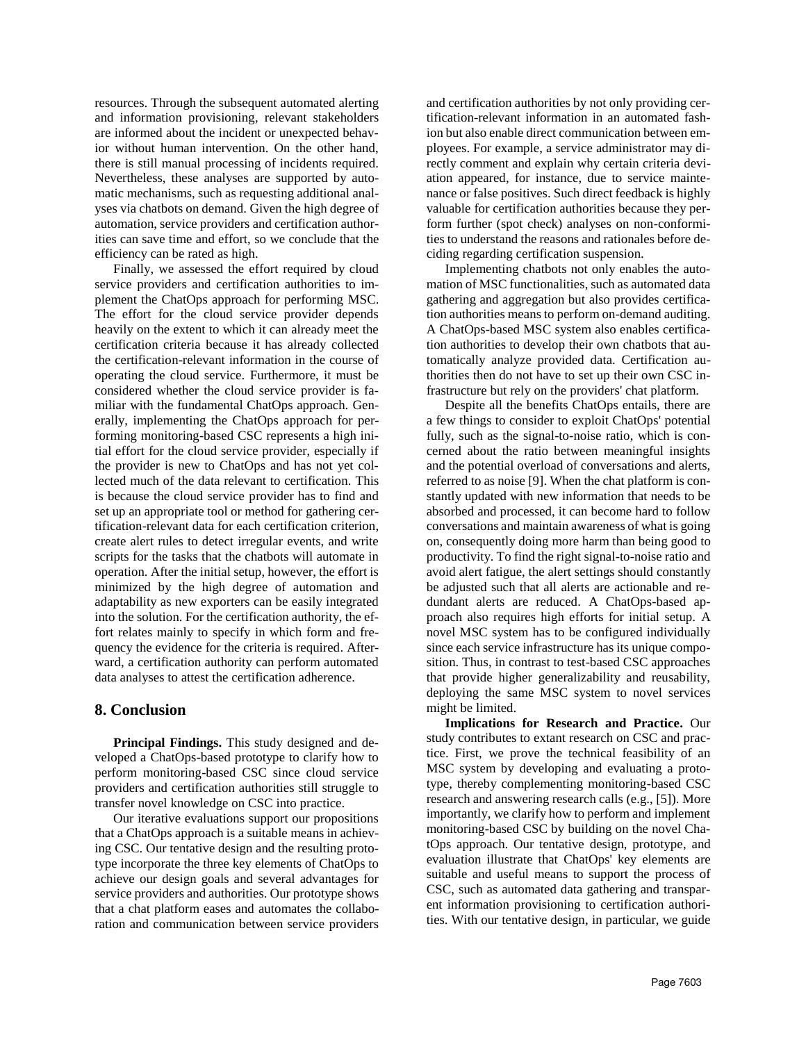resources. Through the subsequent automated alerting and information provisioning, relevant stakeholders are informed about the incident or unexpected behavior without human intervention. On the other hand, there is still manual processing of incidents required. Nevertheless, these analyses are supported by automatic mechanisms, such as requesting additional analyses via chatbots on demand. Given the high degree of automation, service providers and certification authorities can save time and effort, so we conclude that the efficiency can be rated as high.

Finally, we assessed the effort required by cloud service providers and certification authorities to implement the ChatOps approach for performing MSC. The effort for the cloud service provider depends heavily on the extent to which it can already meet the certification criteria because it has already collected the certification-relevant information in the course of operating the cloud service. Furthermore, it must be considered whether the cloud service provider is familiar with the fundamental ChatOps approach. Generally, implementing the ChatOps approach for performing monitoring-based CSC represents a high initial effort for the cloud service provider, especially if the provider is new to ChatOps and has not yet collected much of the data relevant to certification. This is because the cloud service provider has to find and set up an appropriate tool or method for gathering certification-relevant data for each certification criterion, create alert rules to detect irregular events, and write scripts for the tasks that the chatbots will automate in operation. After the initial setup, however, the effort is minimized by the high degree of automation and adaptability as new exporters can be easily integrated into the solution. For the certification authority, the effort relates mainly to specify in which form and frequency the evidence for the criteria is required. Afterward, a certification authority can perform automated data analyses to attest the certification adherence.

## 8. Conclusion

**Principal Findings.** This study designed and developed a ChatOps-based prototype to clarify how to perform monitoring-based CSC since cloud service providers and certification authorities still struggle to transfer novel knowledge on CSC into practice.

Our iterative evaluations support our propositions that a ChatOps approach is a suitable means in achieving CSC. Our tentative design and the resulting prototype incorporate the three key elements of ChatOps to achieve our design goals and several advantages for service providers and authorities. Our prototype shows that a chat platform eases and automates the collaboration and communication between service providers and certification authorities by not only providing certification-relevant information in an automated fashion but also enable direct communication between employees. For example, a service administrator may directly comment and explain why certain criteria deviation appeared, for instance, due to service maintenance or false positives. Such direct feedback is highly valuable for certification authorities because they perform further (spot check) analyses on non-conformities to understand the reasons and rationales before deciding regarding certification suspension.

Implementing chatbots not only enables the automation of MSC functionalities, such as automated data gathering and aggregation but also provides certification authorities means to perform on-demand auditing. A ChatOps-based MSC system also enables certification authorities to develop their own chatbots that automatically analyze provided data. Certification authorities then do not have to set up their own CSC infrastructure but rely on the providers' chat platform.

Despite all the benefits ChatOps entails, there are a few things to consider to exploit ChatOps' potential fully, such as the signal-to-noise ratio, which is concerned about the ratio between meaningful insights and the potential overload of conversations and alerts, referred to as noise [9]. When the chat platform is constantly updated with new information that needs to be absorbed and processed, it can become hard to follow conversations and maintain awareness of what is going on, consequently doing more harm than being good to productivity. To find the right signal-to-noise ratio and avoid alert fatigue, the alert settings should constantly be adjusted such that all alerts are actionable and redundant alerts are reduced. A ChatOps-based approach also requires high efforts for initial setup. A novel MSC system has to be configured individually since each service infrastructure has its unique composition. Thus, in contrast to test-based CSC approaches that provide higher generalizability and reusability, deploying the same MSC system to novel services might be limited.

**Implications for Research and Practice.** Our study contributes to extant research on CSC and practice. First, we prove the technical feasibility of an MSC system by developing and evaluating a prototype, thereby complementing monitoring-based CSC research and answering research calls (e.g., [5]). More importantly, we clarify how to perform and implement monitoring-based CSC by building on the novel ChatOps approach. Our tentative design, prototype, and evaluation illustrate that ChatOps' key elements are suitable and useful means to support the process of CSC, such as automated data gathering and transparent information provisioning to certification authorities. With our tentative design, in particular, we guide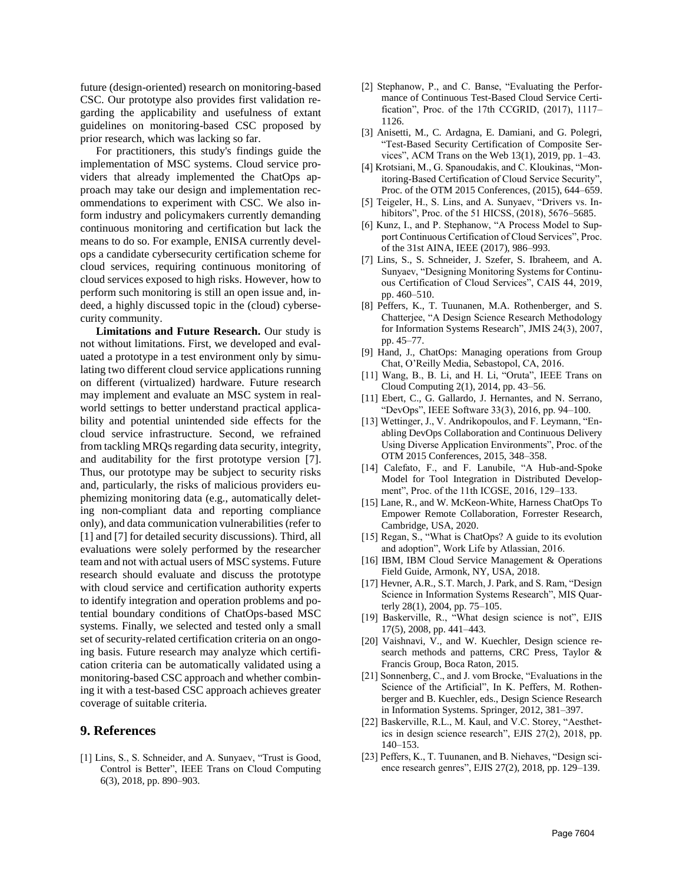future (design-oriented) research on monitoring-based CSC. Our prototype also provides first validation regarding the applicability and usefulness of extant guidelines on monitoring-based CSC proposed by prior research, which was lacking so far.

For practitioners, this study's findings guide the implementation of MSC systems. Cloud service providers that already implemented the ChatOps approach may take our design and implementation recommendations to experiment with CSC. We also inform industry and policymakers currently demanding continuous monitoring and certification but lack the means to do so. For example, ENISA currently develops a candidate cybersecurity certification scheme for cloud services, requiring continuous monitoring of cloud services exposed to high risks. However, how to perform such monitoring is still an open issue and, indeed, a highly discussed topic in the (cloud) cybersecurity community.

**Limitations and Future Research.** Our study is not without limitations. First, we developed and evaluated a prototype in a test environment only by simulating two different cloud service applications running on different (virtualized) hardware. Future research may implement and evaluate an MSC system in real-world settings to better understand practical applicability and potential unintended side effects for the cloud service infrastructure. Second, we refrained from tackling MRQs regarding data security, integrity, and auditability for the first prototype version [7]. Thus, our prototype may be subject to security risks and, particularly, the risks of malicious providers euphemizing monitoring data (e.g., automatically deleting non-compliant data and reporting compliance only), and data communication vulnerabilities (refer to [1] and [7] for detailed security discussions). Third, all evaluations were solely performed by the researcher team and not with actual users of MSC systems. Future research should evaluate and discuss the prototype with cloud service and certification authority experts to identify integration and operation problems and potential boundary conditions of ChatOps-based MSC systems. Finally, we selected and tested only a small set of security-related certification criteria on an ongoing basis. Future research may analyze which certification criteria can be automatically validated using a monitoring-based CSC approach and whether combining it with a test-based CSC approach achieves greater coverage of suitable criteria.

## 9. References

[1] Lins, S., S. Schneider, and A. Sunyaev, "Trust is Good, Control is Better", IEEE Trans on Cloud Computing 6(3), 2018, pp. 890–903.

[2] Stephanow, P., and C. Banse, "Evaluating the Performance of Continuous Test-Based Cloud Service Certification", Proc. of the 17th CCGRID, (2017), 1117–1126.

[3] Anisetti, M., C. Ardagna, E. Damiani, and G. Polegri, "Test-Based Security Certification of Composite Services", ACM Trans on the Web 13(1), 2019, pp. 1–43.

[4] Krotsiani, M., G. Spanoudakis, and C. Kloukinas, "Monitoring-Based Certification of Cloud Service Security", Proc. of the OTM 2015 Conferences, (2015), 644–659.

[5] Teigeler, H., S. Lins, and A. Sunyaev, "Drivers vs. Inhibitors", Proc. of the 51 HICSS, (2018), 5676–5685.

[6] Kunz, I., and P. Stephanow, "A Process Model to Support Continuous Certification of Cloud Services", Proc. of the 31st AINA, IEEE (2017), 986–993.

[7] Lins, S., S. Schneider, J. Szefer, S. Ibraheem, and A. Sunyaev, "Designing Monitoring Systems for Continuous Certification of Cloud Services", CAIS 44, 2019, pp. 460–510.

[8] Peffers, K., T. Tuunanen, M.A. Rothenberger, and S. Chatterjee, "A Design Science Research Methodology for Information Systems Research", JMIS 24(3), 2007, pp. 45–77.

[9] Hand, J., ChatOps: Managing operations from Group Chat, O'Reilly Media, Sebastopol, CA, 2016.

[11] Wang, B., B. Li, and H. Li, "Oruta", IEEE Trans on Cloud Computing 2(1), 2014, pp. 43–56.

[11] Ebert, C., G. Gallardo, J. Hernantes, and N. Serrano, "DevOps", IEEE Software 33(3), 2016, pp. 94–100.

[13] Wettinger, J., V. Andrikopoulos, and F. Leymann, "Enabling DevOps Collaboration and Continuous Delivery Using Diverse Application Environments", Proc. of the OTM 2015 Conferences, 2015, 348–358.

[14] Calefato, F., and F. Lanubile, "A Hub-and-Spoke Model for Tool Integration in Distributed Development", Proc. of the 11th ICGSE, 2016, 129–133.

[15] Lane, R., and W. McKeon-White, Harness ChatOps To Empower Remote Collaboration, Forrester Research, Cambridge, USA, 2020.

[15] Regan, S., "What is ChatOps? A guide to its evolution and adoption", Work Life by Atlassian, 2016.

[16] IBM, IBM Cloud Service Management & Operations Field Guide, Armonk, NY, USA, 2018.

[17] Hevner, A.R., S.T. March, J. Park, and S. Ram, "Design Science in Information Systems Research", MIS Quarterly 28(1), 2004, pp. 75–105.

[19] Baskerville, R., "What design science is not", EJIS 17(5), 2008, pp. 441–443.

[20] Vaishnavi, V., and W. Kuechler, Design science research methods and patterns, CRC Press, Taylor & Francis Group, Boca Raton, 2015.

[21] Sonnenberg, C., and J. vom Brocke, "Evaluations in the Science of the Artificial", In K. Peffers, M. Rothenberger and B. Kuechler, eds., Design Science Research in Information Systems. Springer, 2012, 381–397.

[22] Baskerville, R.L., M. Kaul, and V.C. Storey, "Aesthetics in design science research", EJIS 27(2), 2018, pp. 140–153.

[23] Peffers, K., T. Tuunanen, and B. Niehaves, "Design science research genres", EJIS 27(2), 2018, pp. 129–139.